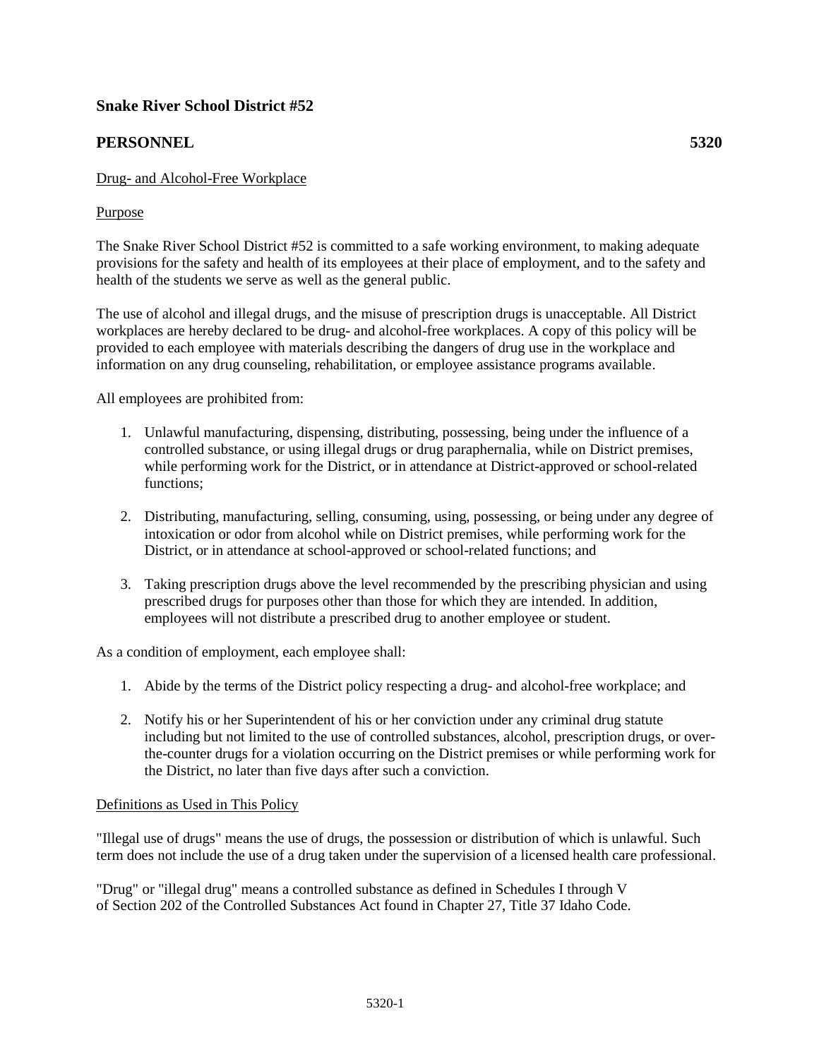**Snake River School District #52**

**PERSONNEL** **5320**

Drug- and Alcohol-Free Workplace

Purpose

The Snake River School District #52 is committed to a safe working environment, to making adequate provisions for the safety and health of its employees at their place of employment, and to the safety and health of the students we serve as well as the general public.

The use of alcohol and illegal drugs, and the misuse of prescription drugs is unacceptable. All District workplaces are hereby declared to be drug- and alcohol-free workplaces. A copy of this policy will be provided to each employee with materials describing the dangers of drug use in the workplace and information on any drug counseling, rehabilitation, or employee assistance programs available.

All employees are prohibited from:

1. Unlawful manufacturing, dispensing, distributing, possessing, being under the influence of a controlled substance, or using illegal drugs or drug paraphernalia, while on District premises, while performing work for the District, or in attendance at District-approved or school-related functions;

2. Distributing, manufacturing, selling, consuming, using, possessing, or being under any degree of intoxication or odor from alcohol while on District premises, while performing work for the District, or in attendance at school-approved or school-related functions; and

3. Taking prescription drugs above the level recommended by the prescribing physician and using prescribed drugs for purposes other than those for which they are intended. In addition, employees will not distribute a prescribed drug to another employee or student.

As a condition of employment, each employee shall:

1. Abide by the terms of the District policy respecting a drug- and alcohol-free workplace; and

2. Notify his or her Superintendent of his or her conviction under any criminal drug statute including but not limited to the use of controlled substances, alcohol, prescription drugs, or over-the-counter drugs for a violation occurring on the District premises or while performing work for the District, no later than five days after such a conviction.

Definitions as Used in This Policy

"Illegal use of drugs" means the use of drugs, the possession or distribution of which is unlawful. Such term does not include the use of a drug taken under the supervision of a licensed health care professional.

"Drug" or "illegal drug" means a controlled substance as defined in Schedules I through V of Section 202 of the Controlled Substances Act found in Chapter 27, Title 37 Idaho Code.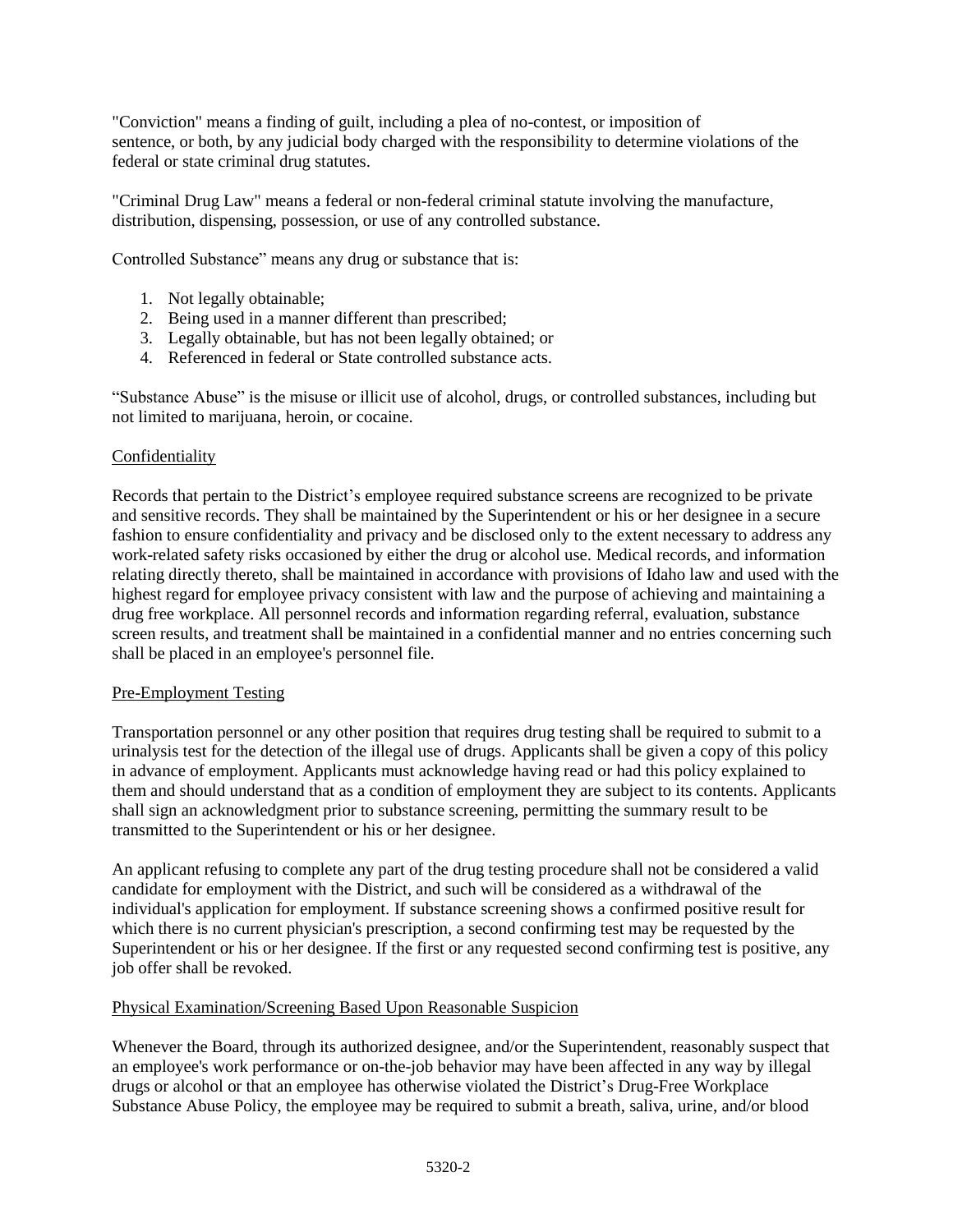"Conviction" means a finding of guilt, including a plea of no-contest, or imposition of sentence, or both, by any judicial body charged with the responsibility to determine violations of the federal or state criminal drug statutes.

"Criminal Drug Law" means a federal or non-federal criminal statute involving the manufacture, distribution, dispensing, possession, or use of any controlled substance.

Controlled Substance" means any drug or substance that is:

1. Not legally obtainable;
2. Being used in a manner different than prescribed;
3. Legally obtainable, but has not been legally obtained; or
4. Referenced in federal or State controlled substance acts.

"Substance Abuse" is the misuse or illicit use of alcohol, drugs, or controlled substances, including but not limited to marijuana, heroin, or cocaine.

## Confidentiality

Records that pertain to the District's employee required substance screens are recognized to be private and sensitive records. They shall be maintained by the Superintendent or his or her designee in a secure fashion to ensure confidentiality and privacy and be disclosed only to the extent necessary to address any work-related safety risks occasioned by either the drug or alcohol use. Medical records, and information relating directly thereto, shall be maintained in accordance with provisions of Idaho law and used with the highest regard for employee privacy consistent with law and the purpose of achieving and maintaining a drug free workplace. All personnel records and information regarding referral, evaluation, substance screen results, and treatment shall be maintained in a confidential manner and no entries concerning such shall be placed in an employee's personnel file.

## Pre-Employment Testing

Transportation personnel or any other position that requires drug testing shall be required to submit to a urinalysis test for the detection of the illegal use of drugs. Applicants shall be given a copy of this policy in advance of employment. Applicants must acknowledge having read or had this policy explained to them and should understand that as a condition of employment they are subject to its contents. Applicants shall sign an acknowledgment prior to substance screening, permitting the summary result to be transmitted to the Superintendent or his or her designee.

An applicant refusing to complete any part of the drug testing procedure shall not be considered a valid candidate for employment with the District, and such will be considered as a withdrawal of the individual's application for employment. If substance screening shows a confirmed positive result for which there is no current physician's prescription, a second confirming test may be requested by the Superintendent or his or her designee. If the first or any requested second confirming test is positive, any job offer shall be revoked.

## Physical Examination/Screening Based Upon Reasonable Suspicion

Whenever the Board, through its authorized designee, and/or the Superintendent, reasonably suspect that an employee's work performance or on-the-job behavior may have been affected in any way by illegal drugs or alcohol or that an employee has otherwise violated the District's Drug-Free Workplace Substance Abuse Policy, the employee may be required to submit a breath, saliva, urine, and/or blood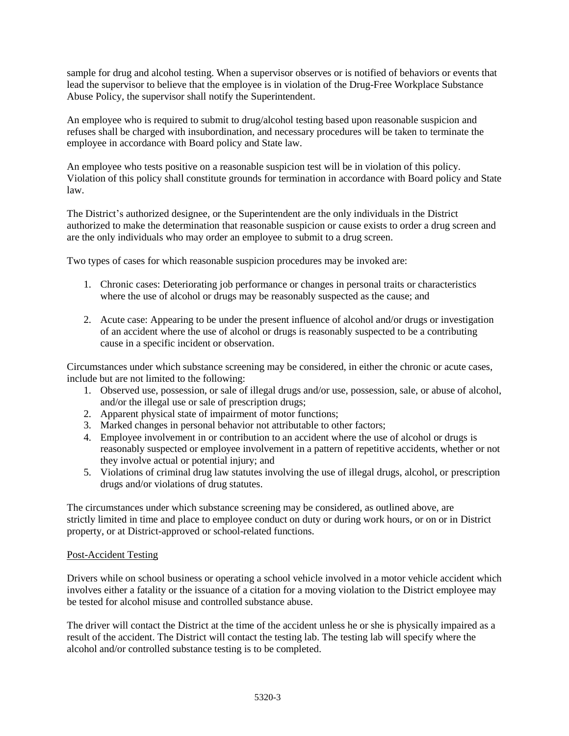sample for drug and alcohol testing. When a supervisor observes or is notified of behaviors or events that lead the supervisor to believe that the employee is in violation of the Drug-Free Workplace Substance Abuse Policy, the supervisor shall notify the Superintendent.

An employee who is required to submit to drug/alcohol testing based upon reasonable suspicion and refuses shall be charged with insubordination, and necessary procedures will be taken to terminate the employee in accordance with Board policy and State law.

An employee who tests positive on a reasonable suspicion test will be in violation of this policy. Violation of this policy shall constitute grounds for termination in accordance with Board policy and State law.

The District's authorized designee, or the Superintendent are the only individuals in the District authorized to make the determination that reasonable suspicion or cause exists to order a drug screen and are the only individuals who may order an employee to submit to a drug screen.

Two types of cases for which reasonable suspicion procedures may be invoked are:

1. Chronic cases: Deteriorating job performance or changes in personal traits or characteristics where the use of alcohol or drugs may be reasonably suspected as the cause; and

2. Acute case: Appearing to be under the present influence of alcohol and/or drugs or investigation of an accident where the use of alcohol or drugs is reasonably suspected to be a contributing cause in a specific incident or observation.

Circumstances under which substance screening may be considered, in either the chronic or acute cases, include but are not limited to the following:

1. Observed use, possession, or sale of illegal drugs and/or use, possession, sale, or abuse of alcohol, and/or the illegal use or sale of prescription drugs;
2. Apparent physical state of impairment of motor functions;
3. Marked changes in personal behavior not attributable to other factors;
4. Employee involvement in or contribution to an accident where the use of alcohol or drugs is reasonably suspected or employee involvement in a pattern of repetitive accidents, whether or not they involve actual or potential injury; and
5. Violations of criminal drug law statutes involving the use of illegal drugs, alcohol, or prescription drugs and/or violations of drug statutes.

The circumstances under which substance screening may be considered, as outlined above, are strictly limited in time and place to employee conduct on duty or during work hours, or on or in District property, or at District-approved or school-related functions.

<u>Post-Accident Testing</u>

Drivers while on school business or operating a school vehicle involved in a motor vehicle accident which involves either a fatality or the issuance of a citation for a moving violation to the District employee may be tested for alcohol misuse and controlled substance abuse.

The driver will contact the District at the time of the accident unless he or she is physically impaired as a result of the accident. The District will contact the testing lab. The testing lab will specify where the alcohol and/or controlled substance testing is to be completed.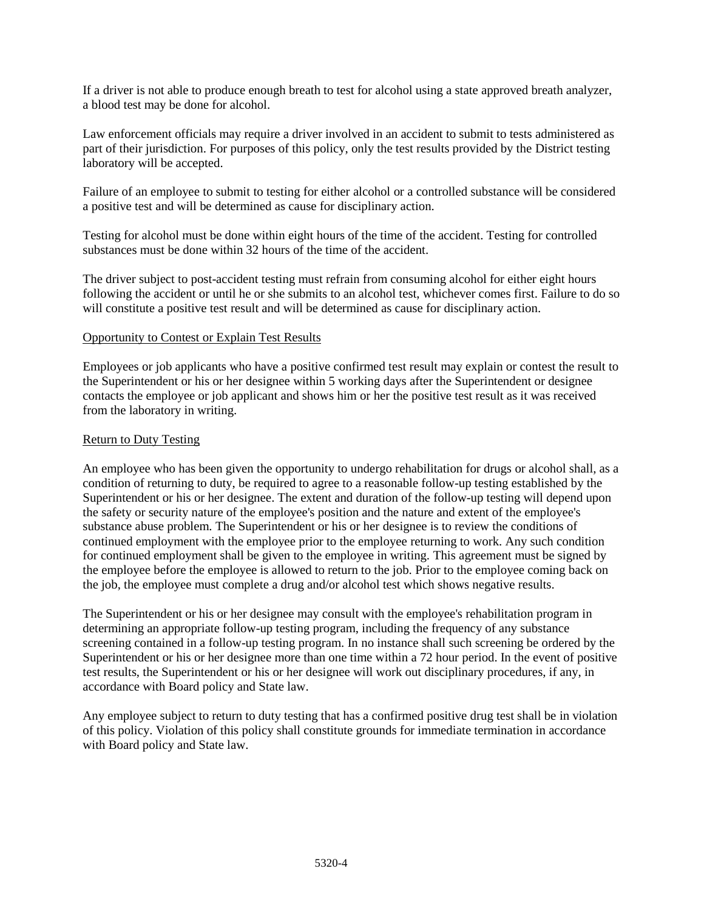If a driver is not able to produce enough breath to test for alcohol using a state approved breath analyzer, a blood test may be done for alcohol.

Law enforcement officials may require a driver involved in an accident to submit to tests administered as part of their jurisdiction. For purposes of this policy, only the test results provided by the District testing laboratory will be accepted.

Failure of an employee to submit to testing for either alcohol or a controlled substance will be considered a positive test and will be determined as cause for disciplinary action.

Testing for alcohol must be done within eight hours of the time of the accident. Testing for controlled substances must be done within 32 hours of the time of the accident.

The driver subject to post-accident testing must refrain from consuming alcohol for either eight hours following the accident or until he or she submits to an alcohol test, whichever comes first. Failure to do so will constitute a positive test result and will be determined as cause for disciplinary action.

## Opportunity to Contest or Explain Test Results

Employees or job applicants who have a positive confirmed test result may explain or contest the result to the Superintendent or his or her designee within 5 working days after the Superintendent or designee contacts the employee or job applicant and shows him or her the positive test result as it was received from the laboratory in writing.

## Return to Duty Testing

An employee who has been given the opportunity to undergo rehabilitation for drugs or alcohol shall, as a condition of returning to duty, be required to agree to a reasonable follow-up testing established by the Superintendent or his or her designee. The extent and duration of the follow-up testing will depend upon the safety or security nature of the employee's position and the nature and extent of the employee's substance abuse problem. The Superintendent or his or her designee is to review the conditions of continued employment with the employee prior to the employee returning to work. Any such condition for continued employment shall be given to the employee in writing. This agreement must be signed by the employee before the employee is allowed to return to the job. Prior to the employee coming back on the job, the employee must complete a drug and/or alcohol test which shows negative results.

The Superintendent or his or her designee may consult with the employee's rehabilitation program in determining an appropriate follow-up testing program, including the frequency of any substance screening contained in a follow-up testing program. In no instance shall such screening be ordered by the Superintendent or his or her designee more than one time within a 72 hour period. In the event of positive test results, the Superintendent or his or her designee will work out disciplinary procedures, if any, in accordance with Board policy and State law.

Any employee subject to return to duty testing that has a confirmed positive drug test shall be in violation of this policy. Violation of this policy shall constitute grounds for immediate termination in accordance with Board policy and State law.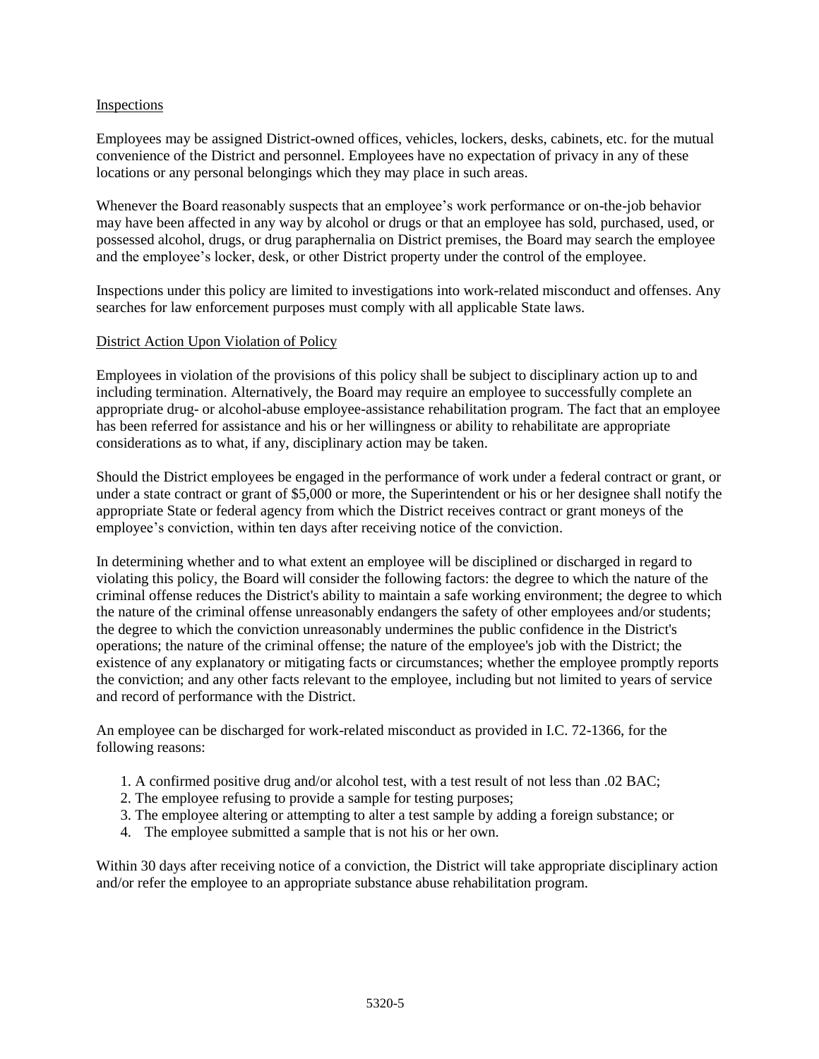## Inspections

Employees may be assigned District-owned offices, vehicles, lockers, desks, cabinets, etc. for the mutual convenience of the District and personnel. Employees have no expectation of privacy in any of these locations or any personal belongings which they may place in such areas.

Whenever the Board reasonably suspects that an employee's work performance or on-the-job behavior may have been affected in any way by alcohol or drugs or that an employee has sold, purchased, used, or possessed alcohol, drugs, or drug paraphernalia on District premises, the Board may search the employee and the employee's locker, desk, or other District property under the control of the employee.

Inspections under this policy are limited to investigations into work-related misconduct and offenses. Any searches for law enforcement purposes must comply with all applicable State laws.

## District Action Upon Violation of Policy

Employees in violation of the provisions of this policy shall be subject to disciplinary action up to and including termination. Alternatively, the Board may require an employee to successfully complete an appropriate drug- or alcohol-abuse employee-assistance rehabilitation program. The fact that an employee has been referred for assistance and his or her willingness or ability to rehabilitate are appropriate considerations as to what, if any, disciplinary action may be taken.

Should the District employees be engaged in the performance of work under a federal contract or grant, or under a state contract or grant of $5,000 or more, the Superintendent or his or her designee shall notify the appropriate State or federal agency from which the District receives contract or grant moneys of the employee's conviction, within ten days after receiving notice of the conviction.

In determining whether and to what extent an employee will be disciplined or discharged in regard to violating this policy, the Board will consider the following factors: the degree to which the nature of the criminal offense reduces the District's ability to maintain a safe working environment; the degree to which the nature of the criminal offense unreasonably endangers the safety of other employees and/or students; the degree to which the conviction unreasonably undermines the public confidence in the District's operations; the nature of the criminal offense; the nature of the employee's job with the District; the existence of any explanatory or mitigating facts or circumstances; whether the employee promptly reports the conviction; and any other facts relevant to the employee, including but not limited to years of service and record of performance with the District.

An employee can be discharged for work-related misconduct as provided in I.C. 72-1366, for the following reasons:

1. A confirmed positive drug and/or alcohol test, with a test result of not less than .02 BAC;
2. The employee refusing to provide a sample for testing purposes;
3. The employee altering or attempting to alter a test sample by adding a foreign substance; or
4. The employee submitted a sample that is not his or her own.

Within 30 days after receiving notice of a conviction, the District will take appropriate disciplinary action and/or refer the employee to an appropriate substance abuse rehabilitation program.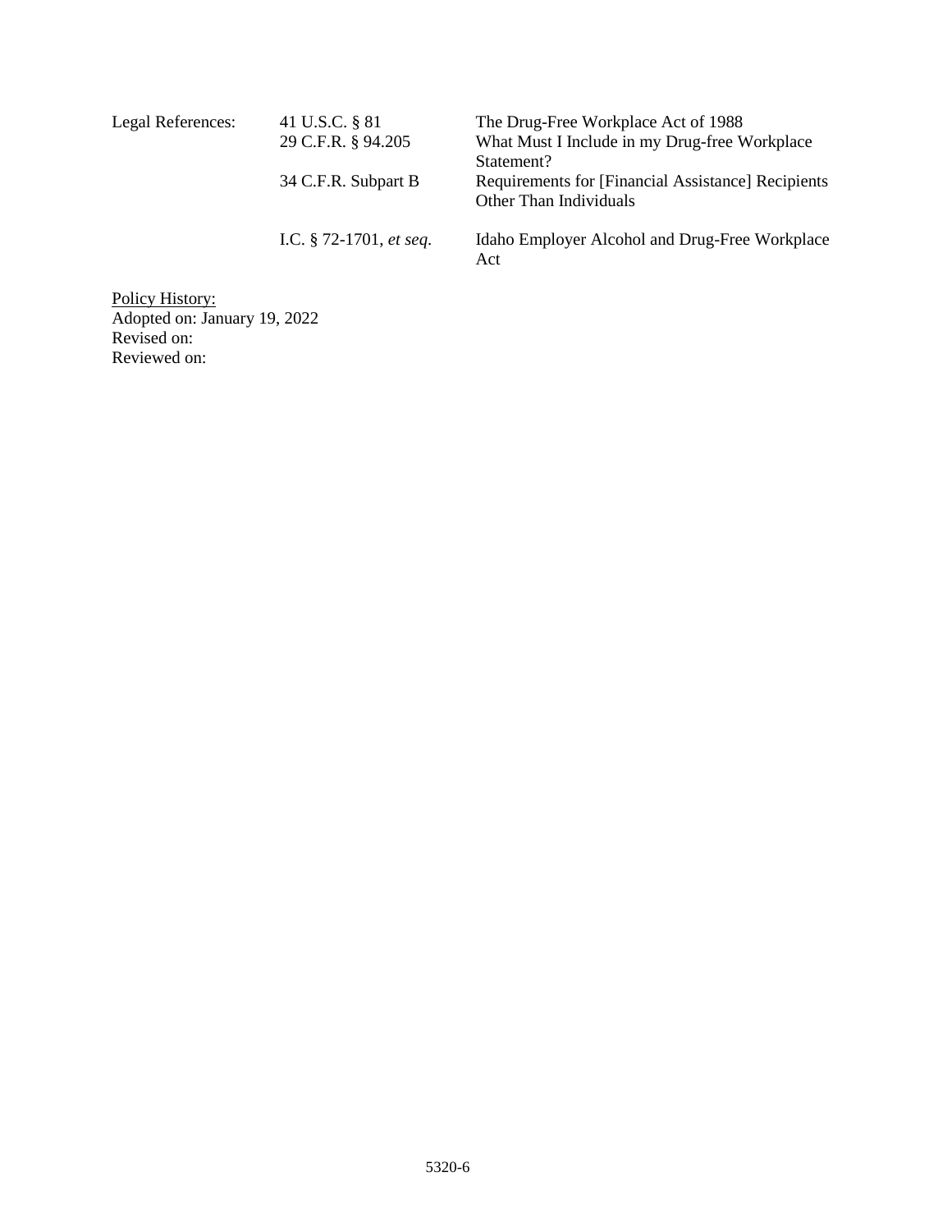| | | |
|---|---|---|
| Legal References: | 41 U.S.C. § 81 | The Drug-Free Workplace Act of 1988 |
| | 29 C.F.R. § 94.205 | What Must I Include in my Drug-free Workplace Statement? |
| | 34 C.F.R. Subpart B | Requirements for [Financial Assistance] Recipients Other Than Individuals |
| | I.C. § 72-1701, *et seq.* | Idaho Employer Alcohol and Drug-Free Workplace Act |

Policy History:
Adopted on: January 19, 2022
Revised on:
Reviewed on: